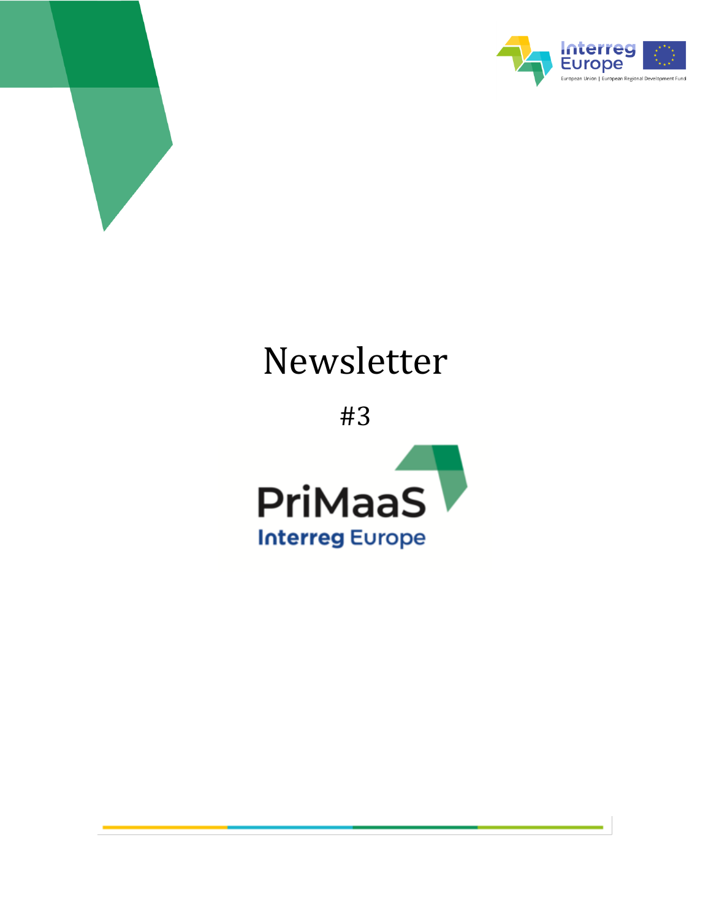# Newsletter

#3

PriMaaS

Interreg Europe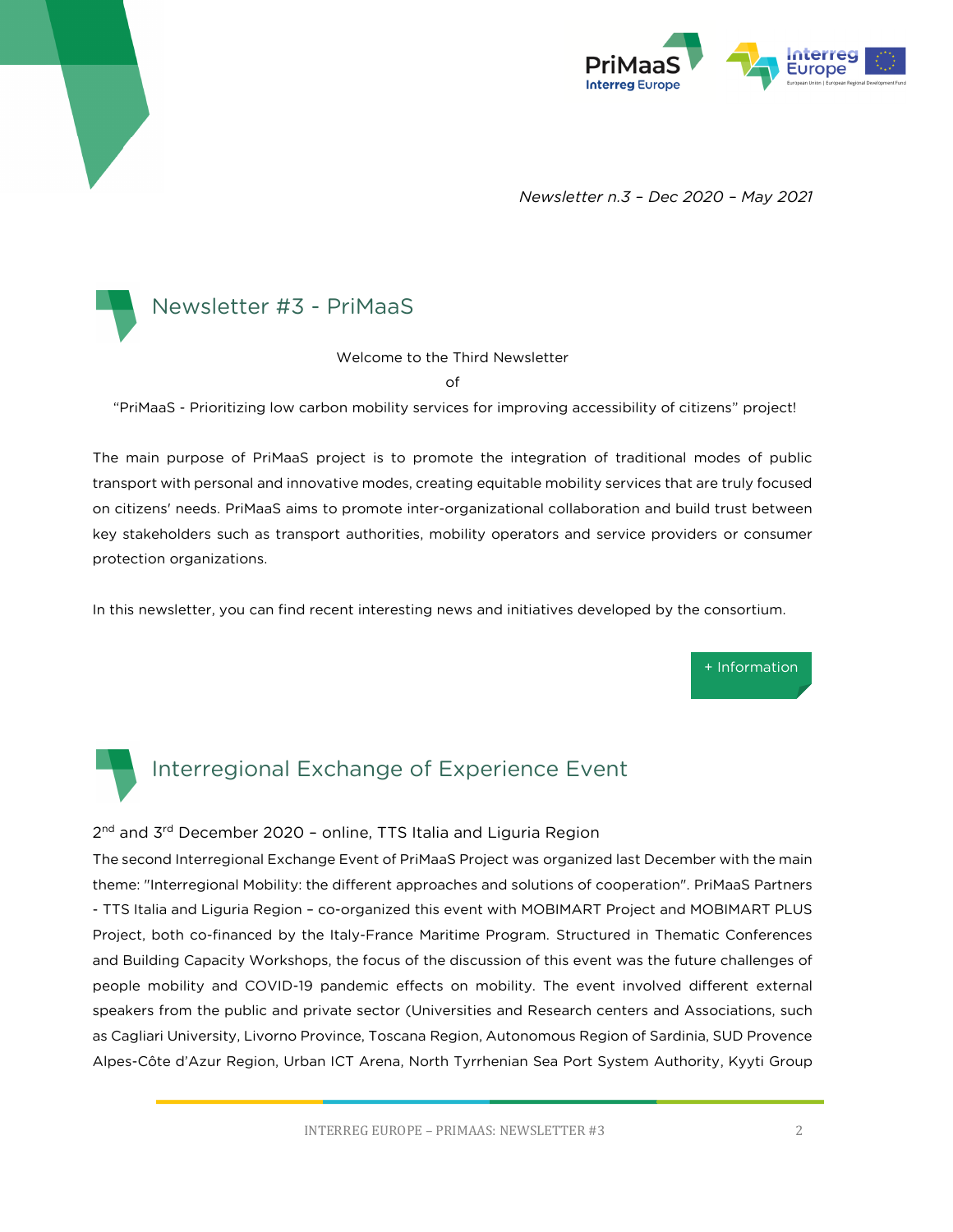*Newsletter n.3 – Dec 2020 – May 2021*

## Newsletter #3 - PriMaaS

Welcome to the Third Newsletter

of

"PriMaaS - Prioritizing low carbon mobility services for improving accessibility of citizens" project!

The main purpose of PriMaaS project is to promote the integration of traditional modes of public transport with personal and innovative modes, creating equitable mobility services that are truly focused on citizens' needs. PriMaaS aims to promote inter-organizational collaboration and build trust between key stakeholders such as transport authorities, mobility operators and service providers or consumer protection organizations.

In this newsletter, you can find recent interesting news and initiatives developed by the consortium.

+ Information

## Interregional Exchange of Experience Event

2nd and 3rd December 2020 – online, TTS Italia and Liguria Region

The second Interregional Exchange Event of PriMaaS Project was organized last December with the main theme: "Interregional Mobility: the different approaches and solutions of cooperation". PriMaaS Partners - TTS Italia and Liguria Region – co-organized this event with MOBIMART Project and MOBIMART PLUS Project, both co-financed by the Italy-France Maritime Program. Structured in Thematic Conferences and Building Capacity Workshops, the focus of the discussion of this event was the future challenges of people mobility and COVID-19 pandemic effects on mobility. The event involved different external speakers from the public and private sector (Universities and Research centers and Associations, such as Cagliari University, Livorno Province, Toscana Region, Autonomous Region of Sardinia, SUD Provence Alpes-Côte d'Azur Region, Urban ICT Arena, North Tyrrhenian Sea Port System Authority, Kyyti Group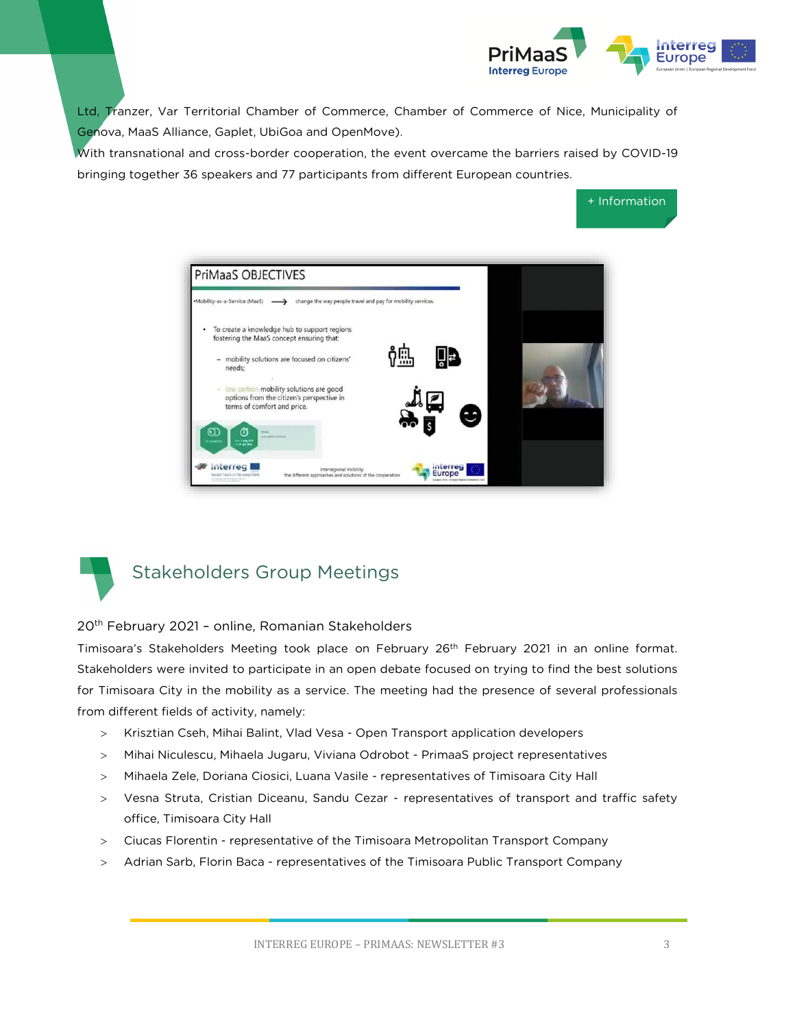Ltd, Tranzer, Var Territorial Chamber of Commerce, Chamber of Commerce of Nice, Municipality of Genova, MaaS Alliance, Gaplet, UbiGoa and OpenMove).

With transnational and cross-border cooperation, the event overcame the barriers raised by COVID-19 bringing together 36 speakers and 77 participants from different European countries.

+ Information

## Stakeholders Group Meetings

20th February 2021 – online, Romanian Stakeholders

Timisoara's Stakeholders Meeting took place on February 26th February 2021 in an online format. Stakeholders were invited to participate in an open debate focused on trying to find the best solutions for Timisoara City in the mobility as a service. The meeting had the presence of several professionals from different fields of activity, namely:

- Krisztian Cseh, Mihai Balint, Vlad Vesa - Open Transport application developers
- Mihai Niculescu, Mihaela Jugaru, Viviana Odrobot - PrimaaS project representatives
- Mihaela Zele, Doriana Ciosici, Luana Vasile - representatives of Timisoara City Hall
- Vesna Struta, Cristian Diceanu, Sandu Cezar - representatives of transport and traffic safety office, Timisoara City Hall
- Ciucas Florentin - representative of the Timisoara Metropolitan Transport Company
- Adrian Sarb, Florin Baca - representatives of the Timisoara Public Transport Company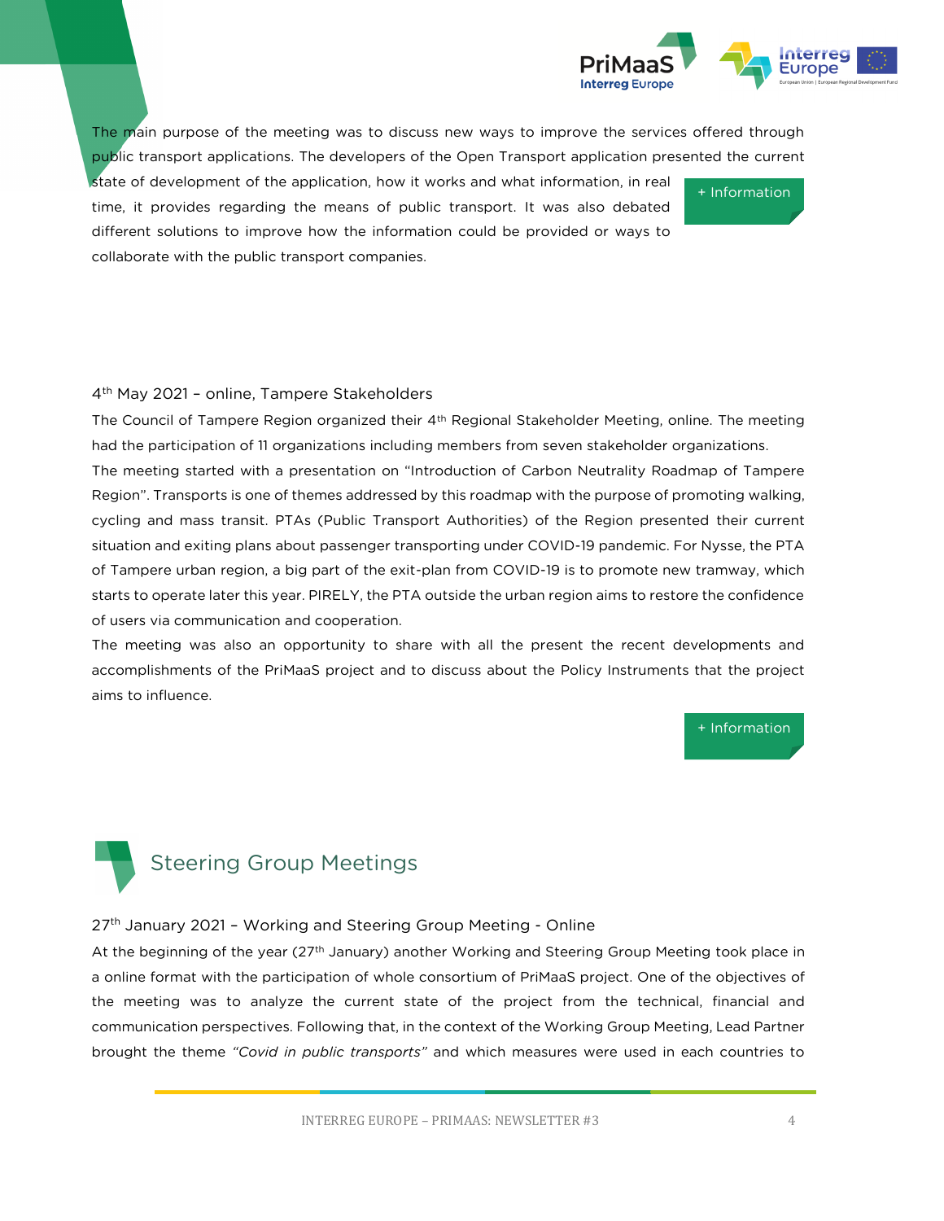The main purpose of the meeting was to discuss new ways to improve the services offered through public transport applications. The developers of the Open Transport application presented the current state of development of the application, how it works and what information, in real time, it provides regarding the means of public transport. It was also debated different solutions to improve how the information could be provided or ways to collaborate with the public transport companies.

+ Information

### 4th May 2021 – online, Tampere Stakeholders

The Council of Tampere Region organized their 4th Regional Stakeholder Meeting, online. The meeting had the participation of 11 organizations including members from seven stakeholder organizations.

The meeting started with a presentation on "Introduction of Carbon Neutrality Roadmap of Tampere Region". Transports is one of themes addressed by this roadmap with the purpose of promoting walking, cycling and mass transit. PTAs (Public Transport Authorities) of the Region presented their current situation and exiting plans about passenger transporting under COVID-19 pandemic. For Nysse, the PTA of Tampere urban region, a big part of the exit-plan from COVID-19 is to promote new tramway, which starts to operate later this year. PIRELY, the PTA outside the urban region aims to restore the confidence of users via communication and cooperation.

The meeting was also an opportunity to share with all the present the recent developments and accomplishments of the PriMaaS project and to discuss about the Policy Instruments that the project aims to influence.

+ Information

## Steering Group Meetings

### 27th January 2021 – Working and Steering Group Meeting - Online

At the beginning of the year (27th January) another Working and Steering Group Meeting took place in a online format with the participation of whole consortium of PriMaaS project. One of the objectives of the meeting was to analyze the current state of the project from the technical, financial and communication perspectives. Following that, in the context of the Working Group Meeting, Lead Partner brought the theme *"Covid in public transports"* and which measures were used in each countries to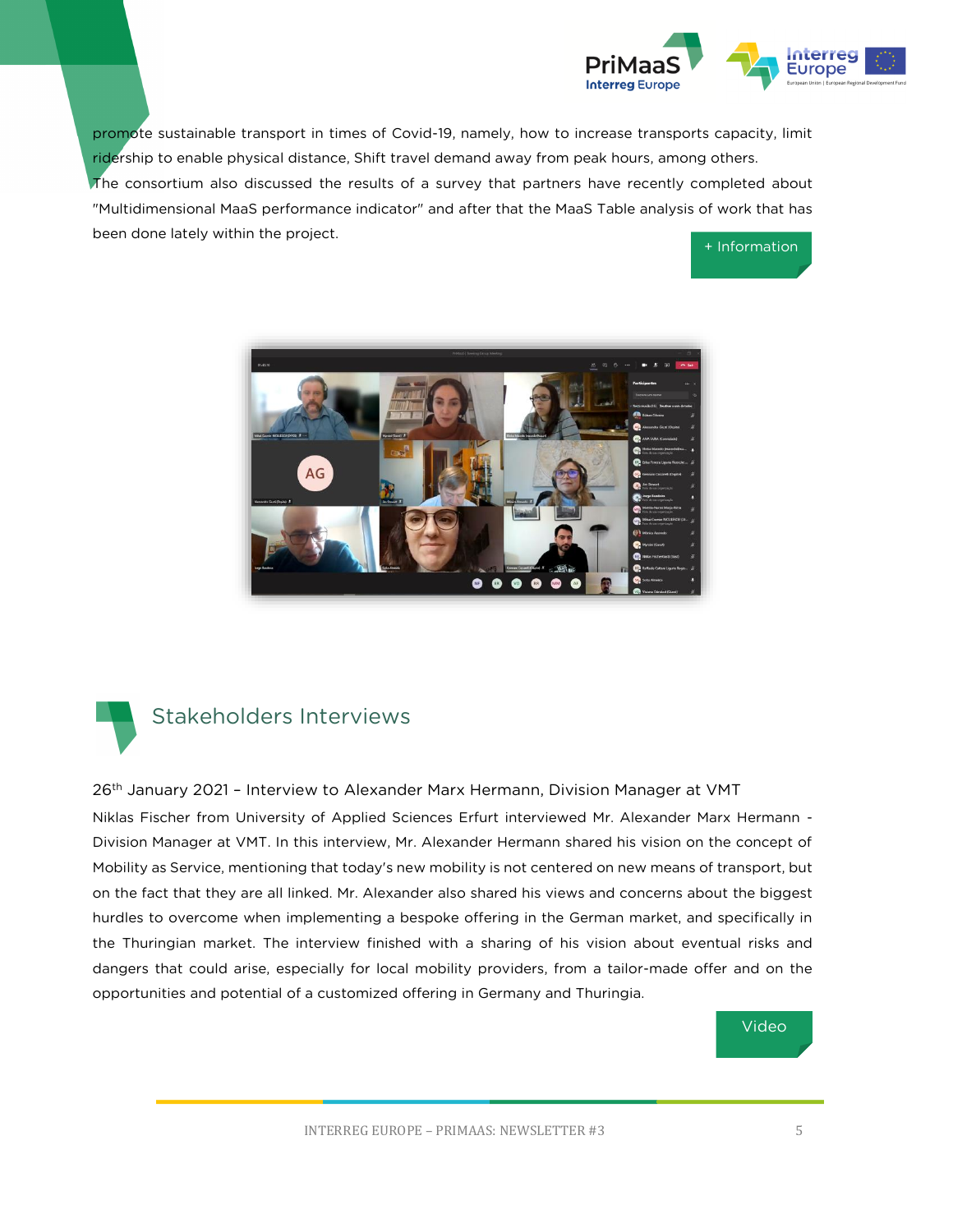promote sustainable transport in times of Covid-19, namely, how to increase transports capacity, limit ridership to enable physical distance, Shift travel demand away from peak hours, among others.

The consortium also discussed the results of a survey that partners have recently completed about "Multidimensional MaaS performance indicator" and after that the MaaS Table analysis of work that has been done lately within the project.

+ Information

## Stakeholders Interviews

26th January 2021 – Interview to Alexander Marx Hermann, Division Manager at VMT

Niklas Fischer from University of Applied Sciences Erfurt interviewed Mr. Alexander Marx Hermann - Division Manager at VMT. In this interview, Mr. Alexander Hermann shared his vision on the concept of Mobility as Service, mentioning that today's new mobility is not centered on new means of transport, but on the fact that they are all linked. Mr. Alexander also shared his views and concerns about the biggest hurdles to overcome when implementing a bespoke offering in the German market, and specifically in the Thuringian market. The interview finished with a sharing of his vision about eventual risks and dangers that could arise, especially for local mobility providers, from a tailor-made offer and on the opportunities and potential of a customized offering in Germany and Thuringia.

Video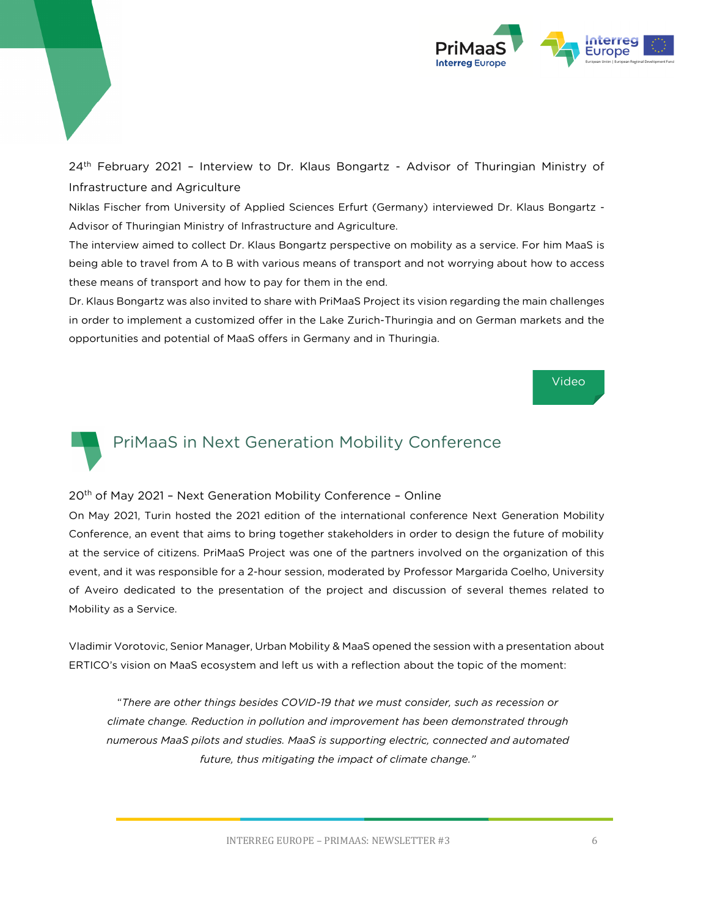24th February 2021 – Interview to Dr. Klaus Bongartz - Advisor of Thuringian Ministry of Infrastructure and Agriculture

Niklas Fischer from University of Applied Sciences Erfurt (Germany) interviewed Dr. Klaus Bongartz - Advisor of Thuringian Ministry of Infrastructure and Agriculture.

The interview aimed to collect Dr. Klaus Bongartz perspective on mobility as a service. For him MaaS is being able to travel from A to B with various means of transport and not worrying about how to access these means of transport and how to pay for them in the end.

Dr. Klaus Bongartz was also invited to share with PriMaaS Project its vision regarding the main challenges in order to implement a customized offer in the Lake Zurich-Thuringia and on German markets and the opportunities and potential of MaaS offers in Germany and in Thuringia.

Video

## PriMaaS in Next Generation Mobility Conference

20th of May 2021 – Next Generation Mobility Conference – Online

On May 2021, Turin hosted the 2021 edition of the international conference Next Generation Mobility Conference, an event that aims to bring together stakeholders in order to design the future of mobility at the service of citizens. PriMaaS Project was one of the partners involved on the organization of this event, and it was responsible for a 2-hour session, moderated by Professor Margarida Coelho, University of Aveiro dedicated to the presentation of the project and discussion of several themes related to Mobility as a Service.

Vladimir Vorotovic, Senior Manager, Urban Mobility & MaaS opened the session with a presentation about ERTICO's vision on MaaS ecosystem and left us with a reflection about the topic of the moment:

> *"There are other things besides COVID-19 that we must consider, such as recession or climate change. Reduction in pollution and improvement has been demonstrated through numerous MaaS pilots and studies. MaaS is supporting electric, connected and automated future, thus mitigating the impact of climate change."*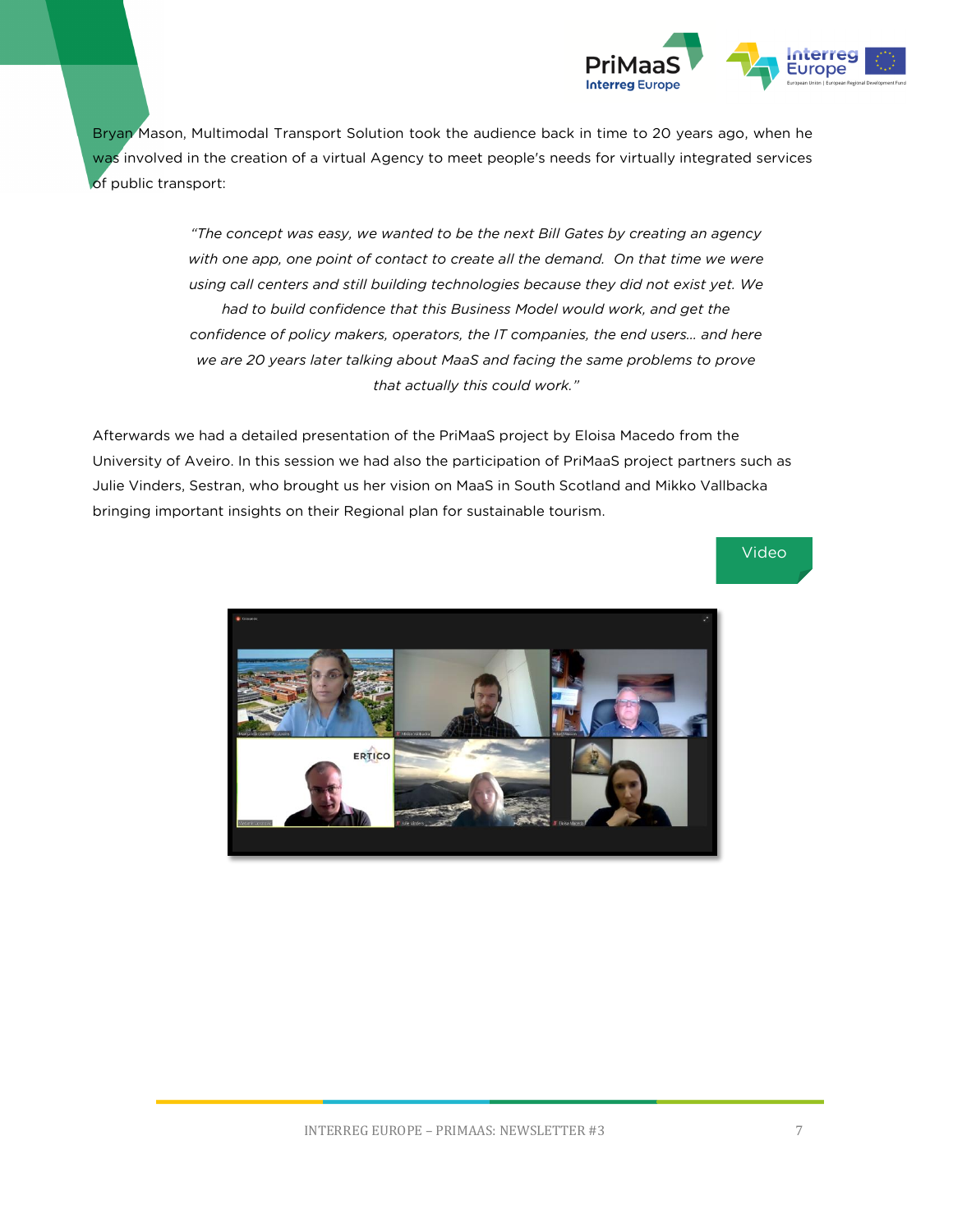Bryan Mason, Multimodal Transport Solution took the audience back in time to 20 years ago, when he was involved in the creation of a virtual Agency to meet people's needs for virtually integrated services of public transport:

> *"The concept was easy, we wanted to be the next Bill Gates by creating an agency with one app, one point of contact to create all the demand. On that time we were using call centers and still building technologies because they did not exist yet. We had to build confidence that this Business Model would work, and get the confidence of policy makers, operators, the IT companies, the end users... and here we are 20 years later talking about MaaS and facing the same problems to prove that actually this could work."*

Afterwards we had a detailed presentation of the PriMaaS project by Eloisa Macedo from the University of Aveiro. In this session we had also the participation of PriMaaS project partners such as Julie Vinders, Sestran, who brought us her vision on MaaS in South Scotland and Mikko Vallbacka bringing important insights on their Regional plan for sustainable tourism.

Video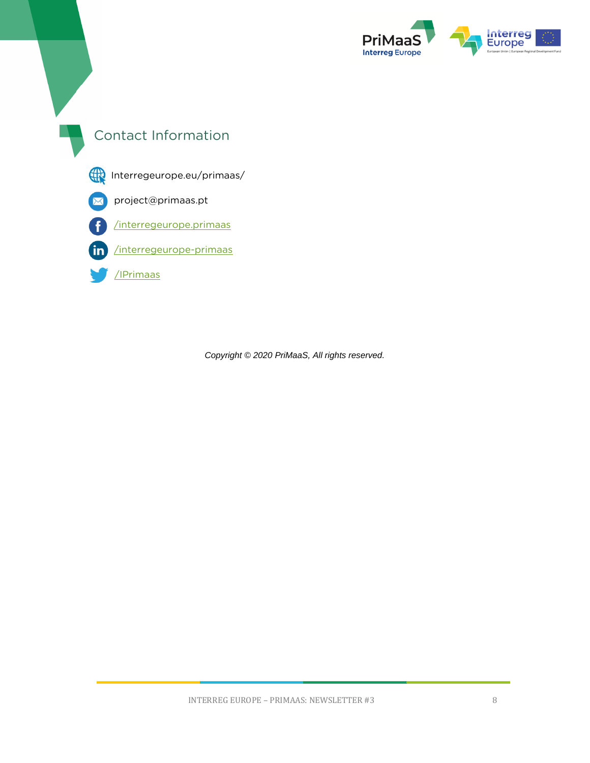## Contact Information

Interregeurope.eu/primaas/

project@primaas.pt

/interregeurope.primaas

/interregeurope-primaas

/IPrimaas

*Copyright © 2020 PriMaaS, All rights reserved.*